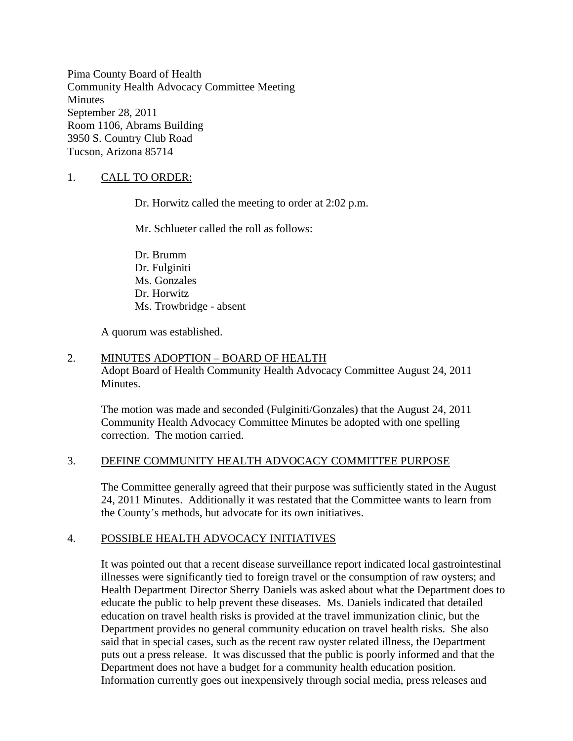Pima County Board of Health
Community Health Advocacy Committee Meeting
Minutes
September 28, 2011
Room 1106, Abrams Building
3950 S. Country Club Road
Tucson, Arizona 85714

1. CALL TO ORDER:

   Dr. Horwitz called the meeting to order at 2:02 p.m.

   Mr. Schlueter called the roll as follows:

   Dr. Brumm
   Dr. Fulginiti
   Ms. Gonzales
   Dr. Horwitz
   Ms. Trowbridge - absent

   A quorum was established.

2. MINUTES ADOPTION – BOARD OF HEALTH
   Adopt Board of Health Community Health Advocacy Committee August 24, 2011 Minutes.

   The motion was made and seconded (Fulginiti/Gonzales) that the August 24, 2011 Community Health Advocacy Committee Minutes be adopted with one spelling correction. The motion carried.

3. DEFINE COMMUNITY HEALTH ADVOCACY COMMITTEE PURPOSE

   The Committee generally agreed that their purpose was sufficiently stated in the August 24, 2011 Minutes. Additionally it was restated that the Committee wants to learn from the County's methods, but advocate for its own initiatives.

4. POSSIBLE HEALTH ADVOCACY INITIATIVES

   It was pointed out that a recent disease surveillance report indicated local gastrointestinal illnesses were significantly tied to foreign travel or the consumption of raw oysters; and Health Department Director Sherry Daniels was asked about what the Department does to educate the public to help prevent these diseases. Ms. Daniels indicated that detailed education on travel health risks is provided at the travel immunization clinic, but the Department provides no general community education on travel health risks. She also said that in special cases, such as the recent raw oyster related illness, the Department puts out a press release. It was discussed that the public is poorly informed and that the Department does not have a budget for a community health education position. Information currently goes out inexpensively through social media, press releases and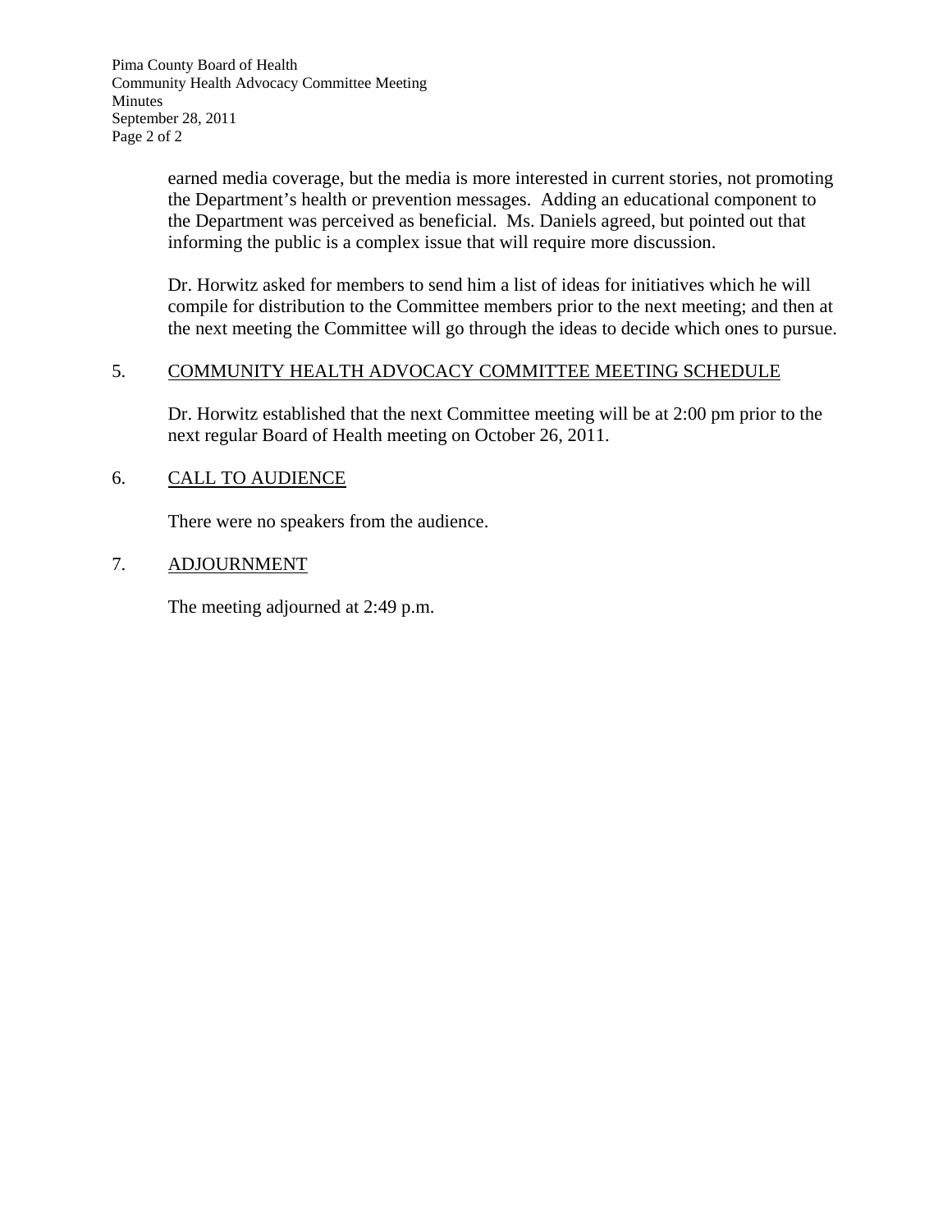earned media coverage, but the media is more interested in current stories, not promoting the Department's health or prevention messages. Adding an educational component to the Department was perceived as beneficial. Ms. Daniels agreed, but pointed out that informing the public is a complex issue that will require more discussion.

Dr. Horwitz asked for members to send him a list of ideas for initiatives which he will compile for distribution to the Committee members prior to the next meeting; and then at the next meeting the Committee will go through the ideas to decide which ones to pursue.

5. COMMUNITY HEALTH ADVOCACY COMMITTEE MEETING SCHEDULE

Dr. Horwitz established that the next Committee meeting will be at 2:00 pm prior to the next regular Board of Health meeting on October 26, 2011.

6. CALL TO AUDIENCE

There were no speakers from the audience.

7. ADJOURNMENT

The meeting adjourned at 2:49 p.m.